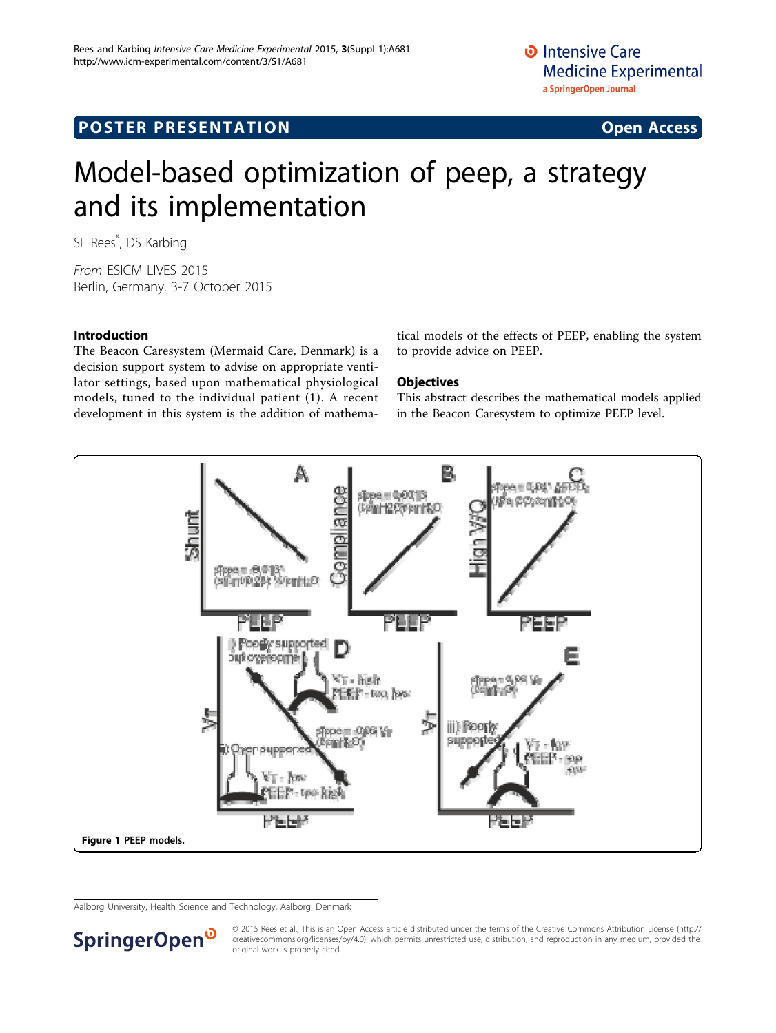## POSTER PRESENTATION

Open Access

# Model-based optimization of peep, a strategy and its implementation

SE Rees*, DS Karbing

*From* ESICM LIVES 2015
Berlin, Germany. 3-7 October 2015

### Introduction

The Beacon Caresystem (Mermaid Care, Denmark) is a decision support system to advise on appropriate ventilator settings, based upon mathematical physiological models, tuned to the individual patient (1). A recent development in this system is the addition of mathematical models of the effects of PEEP, enabling the system to provide advice on PEEP.

### Objectives

This abstract describes the mathematical models applied in the Beacon Caresystem to optimize PEEP level.

**Figure 1** PEEP models.

Aalborg University, Health Science and Technology, Aalborg, Denmark

© 2015 Rees et al.; This is an Open Access article distributed under the terms of the Creative Commons Attribution License (http://creativecommons.org/licenses/by/4.0), which permits unrestricted use, distribution, and reproduction in any medium, provided the original work is properly cited.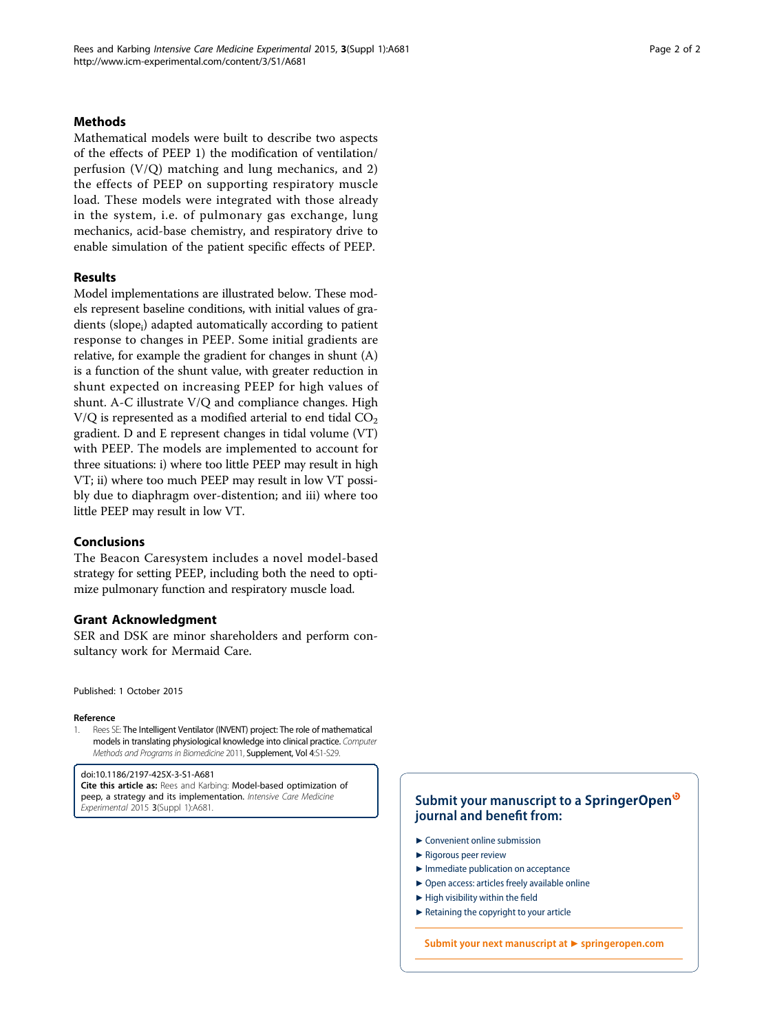## Methods

Mathematical models were built to describe two aspects of the effects of PEEP 1) the modification of ventilation/perfusion (V/Q) matching and lung mechanics, and 2) the effects of PEEP on supporting respiratory muscle load. These models were integrated with those already in the system, i.e. of pulmonary gas exchange, lung mechanics, acid-base chemistry, and respiratory drive to enable simulation of the patient specific effects of PEEP.

## Results

Model implementations are illustrated below. These models represent baseline conditions, with initial values of gradients ($slope_i$) adapted automatically according to patient response to changes in PEEP. Some initial gradients are relative, for example the gradient for changes in shunt (A) is a function of the shunt value, with greater reduction in shunt expected on increasing PEEP for high values of shunt. A-C illustrate V/Q and compliance changes. High V/Q is represented as a modified arterial to end tidal $CO_2$ gradient. D and E represent changes in tidal volume (VT) with PEEP. The models are implemented to account for three situations: i) where too little PEEP may result in high VT; ii) where too much PEEP may result in low VT possibly due to diaphragm over-distention; and iii) where too little PEEP may result in low VT.

## Conclusions

The Beacon Caresystem includes a novel model-based strategy for setting PEEP, including both the need to optimize pulmonary function and respiratory muscle load.

## Grant Acknowledgment

SER and DSK are minor shareholders and perform consultancy work for Mermaid Care.

Published: 1 October 2015

### Reference

1. Rees SE: **The Intelligent Ventilator (INVENT) project: The role of mathematical models in translating physiological knowledge into clinical practice.** *Computer Methods and Programs in Biomedicine* 2011, **Supplement, Vol 4**:S1-S29.

doi:10.1186/2197-425X-3-S1-A681
**Cite this article as:** Rees and Karbing: Model-based optimization of peep, a strategy and its implementation. *Intensive Care Medicine Experimental* 2015 **3**(Suppl 1):A681.

**Submit your manuscript to a SpringerOpen journal and benefit from:**

- Convenient online submission
- Rigorous peer review
- Immediate publication on acceptance
- Open access: articles freely available online
- High visibility within the field
- Retaining the copyright to your article

**Submit your next manuscript at ► springeropen.com**